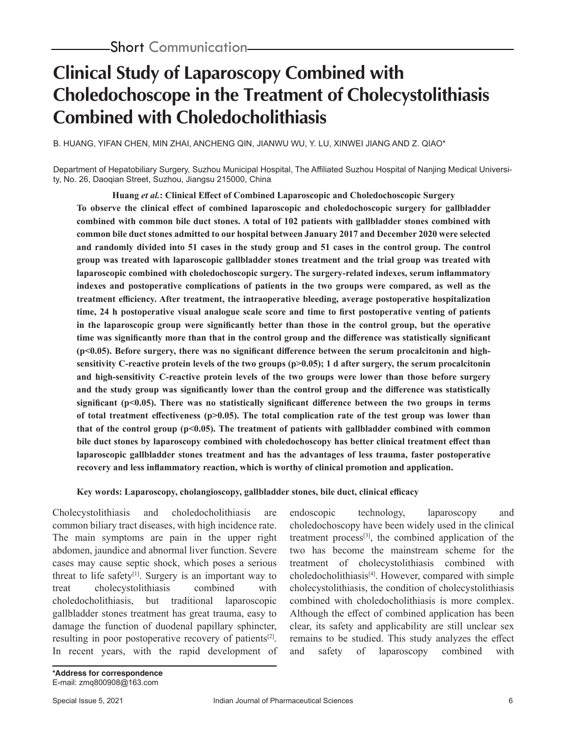Short Communication

# Clinical Study of Laparoscopy Combined with Choledochoscope in the Treatment of Cholecystolithiasis Combined with Choledocholithiasis

B. HUANG, YIFAN CHEN, MIN ZHAI, ANCHENG QIN, JIANWU WU, Y. LU, XINWEI JIANG AND Z. QIAO*

Department of Hepatobiliary Surgery, Suzhou Municipal Hospital, The Affiliated Suzhou Hospital of Nanjing Medical University, No. 26, Daoqian Street, Suzhou, Jiangsu 215000, China

**Huang *et al.*: Clinical Effect of Combined Laparoscopic and Choledochoscopic Surgery**

**To observe the clinical effect of combined laparoscopic and choledochoscopic surgery for gallbladder combined with common bile duct stones. A total of 102 patients with gallbladder stones combined with common bile duct stones admitted to our hospital between January 2017 and December 2020 were selected and randomly divided into 51 cases in the study group and 51 cases in the control group. The control group was treated with laparoscopic gallbladder stones treatment and the trial group was treated with laparoscopic combined with choledochoscopic surgery. The surgery-related indexes, serum inflammatory indexes and postoperative complications of patients in the two groups were compared, as well as the treatment efficiency. After treatment, the intraoperative bleeding, average postoperative hospitalization time, 24 h postoperative visual analogue scale score and time to first postoperative venting of patients in the laparoscopic group were significantly better than those in the control group, but the operative time was significantly more than that in the control group and the difference was statistically significant ($p<0.05$). Before surgery, there was no significant difference between the serum procalcitonin and high-sensitivity C-reactive protein levels of the two groups ($p>0.05$); 1 d after surgery, the serum procalcitonin and high-sensitivity C-reactive protein levels of the two groups were lower than those before surgery and the study group was significantly lower than the control group and the difference was statistically significant ($p<0.05$). There was no statistically significant difference between the two groups in terms of total treatment effectiveness ($p>0.05$). The total complication rate of the test group was lower than that of the control group ($p<0.05$). The treatment of patients with gallbladder combined with common bile duct stones by laparoscopy combined with choledochoscopy has better clinical treatment effect than laparoscopic gallbladder stones treatment and has the advantages of less trauma, faster postoperative recovery and less inflammatory reaction, which is worthy of clinical promotion and application.**

**Key words: Laparoscopy, cholangioscopy, gallbladder stones, bile duct, clinical efficacy**

Cholecystolithiasis and choledocholithiasis are common biliary tract diseases, with high incidence rate. The main symptoms are pain in the upper right abdomen, jaundice and abnormal liver function. Severe cases may cause septic shock, which poses a serious threat to life safety[1]. Surgery is an important way to treat cholecystolithiasis combined with choledocholithiasis, but traditional laparoscopic gallbladder stones treatment has great trauma, easy to damage the function of duodenal papillary sphincter, resulting in poor postoperative recovery of patients[2]. In recent years, with the rapid development of endoscopic technology, laparoscopy and choledochoscopy have been widely used in the clinical treatment process[3], the combined application of the two has become the mainstream scheme for the treatment of cholecystolithiasis combined with choledocholithiasis[4]. However, compared with simple cholecystolithiasis, the condition of cholecystolithiasis combined with choledocholithiasis is more complex. Although the effect of combined application has been clear, its safety and applicability are still unclear sex remains to be studied. This study analyzes the effect and safety of laparoscopy combined with

**\*Address for correspondence**
E-mail: zmq800908@163.com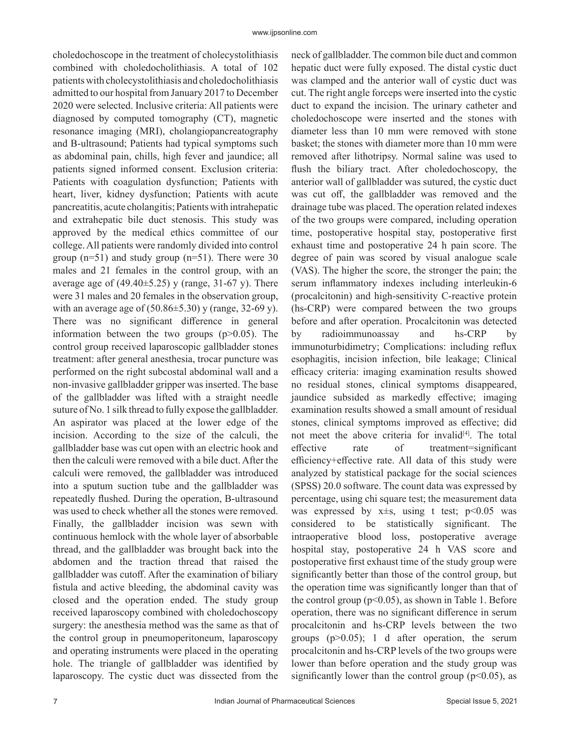choledochoscope in the treatment of cholecystolithiasis combined with choledocholithiasis. A total of 102 patients with cholecystolithiasis and choledocholithiasis admitted to our hospital from January 2017 to December 2020 were selected. Inclusive criteria: All patients were diagnosed by computed tomography (CT), magnetic resonance imaging (MRI), cholangiopancreatography and B-ultrasound; Patients had typical symptoms such as abdominal pain, chills, high fever and jaundice; all patients signed informed consent. Exclusion criteria: Patients with coagulation dysfunction; Patients with heart, liver, kidney dysfunction; Patients with acute pancreatitis, acute cholangitis; Patients with intrahepatic and extrahepatic bile duct stenosis. This study was approved by the medical ethics committee of our college. All patients were randomly divided into control group (n=51) and study group (n=51). There were 30 males and 21 females in the control group, with an average age of (49.40±5.25) y (range, 31-67 y). There were 31 males and 20 females in the observation group, with an average age of (50.86±5.30) y (range, 32-69 y). There was no significant difference in general information between the two groups ($p>0.05$). The control group received laparoscopic gallbladder stones treatment: after general anesthesia, trocar puncture was performed on the right subcostal abdominal wall and a non-invasive gallbladder gripper was inserted. The base of the gallbladder was lifted with a straight needle suture of No. 1 silk thread to fully expose the gallbladder. An aspirator was placed at the lower edge of the incision. According to the size of the calculi, the gallbladder base was cut open with an electric hook and then the calculi were removed with a bile duct. After the calculi were removed, the gallbladder was introduced into a sputum suction tube and the gallbladder was repeatedly flushed. During the operation, B-ultrasound was used to check whether all the stones were removed. Finally, the gallbladder incision was sewn with continuous hemlock with the whole layer of absorbable thread, and the gallbladder was brought back into the abdomen and the traction thread that raised the gallbladder was cutoff. After the examination of biliary fistula and active bleeding, the abdominal cavity was closed and the operation ended. The study group received laparoscopy combined with choledochoscopy surgery: the anesthesia method was the same as that of the control group in pneumoperitoneum, laparoscopy and operating instruments were placed in the operating hole. The triangle of gallbladder was identified by laparoscopy. The cystic duct was dissected from the neck of gallbladder. The common bile duct and common hepatic duct were fully exposed. The distal cystic duct was clamped and the anterior wall of cystic duct was cut. The right angle forceps were inserted into the cystic duct to expand the incision. The urinary catheter and choledochoscope were inserted and the stones with diameter less than 10 mm were removed with stone basket; the stones with diameter more than 10 mm were removed after lithotripsy. Normal saline was used to flush the biliary tract. After choledochoscopy, the anterior wall of gallbladder was sutured, the cystic duct was cut off, the gallbladder was removed and the drainage tube was placed. The operation related indexes of the two groups were compared, including operation time, postoperative hospital stay, postoperative first exhaust time and postoperative 24 h pain score. The degree of pain was scored by visual analogue scale (VAS). The higher the score, the stronger the pain; the serum inflammatory indexes including interleukin-6 (procalcitonin) and high-sensitivity C-reactive protein (hs-CRP) were compared between the two groups before and after operation. Procalcitonin was detected by radioimmunoassay and hs-CRP by immunoturbidimetry; Complications: including reflux esophagitis, incision infection, bile leakage; Clinical efficacy criteria: imaging examination results showed no residual stones, clinical symptoms disappeared, jaundice subsided as markedly effective; imaging examination results showed a small amount of residual stones, clinical symptoms improved as effective; did not meet the above criteria for invalid[4]. The total effective rate of treatment=significant efficiency+effective rate. All data of this study were analyzed by statistical package for the social sciences (SPSS) 20.0 software. The count data was expressed by percentage, using chi square test; the measurement data was expressed by x±s, using t test; $p<0.05$ was considered to be statistically significant. The intraoperative blood loss, postoperative average hospital stay, postoperative 24 h VAS score and postoperative first exhaust time of the study group were significantly better than those of the control group, but the operation time was significantly longer than that of the control group ($p<0.05$), as shown in Table 1. Before operation, there was no significant difference in serum procalcitonin and hs-CRP levels between the two groups ($p>0.05$); 1 d after operation, the serum procalcitonin and hs-CRP levels of the two groups were lower than before operation and the study group was significantly lower than the control group ($p<0.05$), as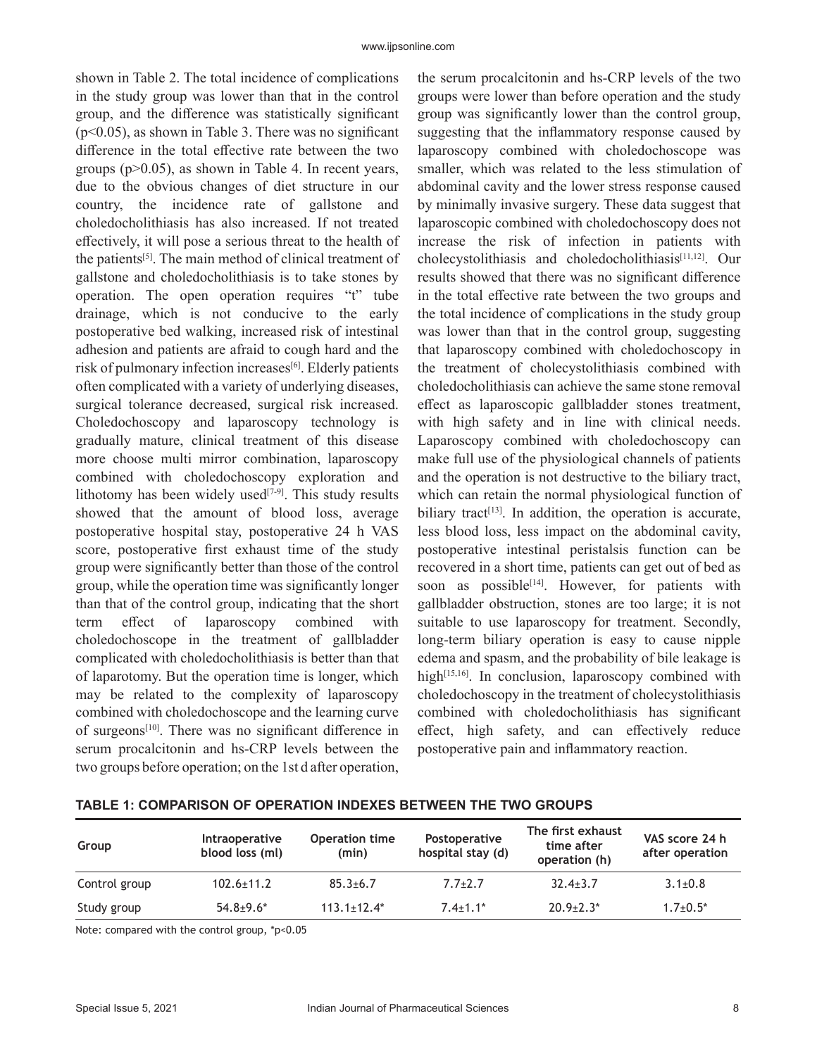shown in Table 2. The total incidence of complications in the study group was lower than that in the control group, and the difference was statistically significant ($p<0.05$), as shown in Table 3. There was no significant difference in the total effective rate between the two groups ($p>0.05$), as shown in Table 4. In recent years, due to the obvious changes of diet structure in our country, the incidence rate of gallstone and choledocholithiasis has also increased. If not treated effectively, it will pose a serious threat to the health of the patients[5]. The main method of clinical treatment of gallstone and choledocholithiasis is to take stones by operation. The open operation requires "t" tube drainage, which is not conducive to the early postoperative bed walking, increased risk of intestinal adhesion and patients are afraid to cough hard and the risk of pulmonary infection increases[6]. Elderly patients often complicated with a variety of underlying diseases, surgical tolerance decreased, surgical risk increased. Choledochoscopy and laparoscopy technology is gradually mature, clinical treatment of this disease more choose multi mirror combination, laparoscopy combined with choledochoscopy exploration and lithotomy has been widely used[7-9]. This study results showed that the amount of blood loss, average postoperative hospital stay, postoperative 24 h VAS score, postoperative first exhaust time of the study group were significantly better than those of the control group, while the operation time was significantly longer than that of the control group, indicating that the short term effect of laparoscopy combined with choledochoscope in the treatment of gallbladder complicated with choledocholithiasis is better than that of laparotomy. But the operation time is longer, which may be related to the complexity of laparoscopy combined with choledochoscope and the learning curve of surgeons[10]. There was no significant difference in serum procalcitonin and hs-CRP levels between the two groups before operation; on the 1st d after operation, the serum procalcitonin and hs-CRP levels of the two groups were lower than before operation and the study group was significantly lower than the control group, suggesting that the inflammatory response caused by laparoscopy combined with choledochoscope was smaller, which was related to the less stimulation of abdominal cavity and the lower stress response caused by minimally invasive surgery. These data suggest that laparoscopic combined with choledochoscopy does not increase the risk of infection in patients with cholecystolithiasis and choledocholithiasis[11,12]. Our results showed that there was no significant difference in the total effective rate between the two groups and the total incidence of complications in the study group was lower than that in the control group, suggesting that laparoscopy combined with choledochoscopy in the treatment of cholecystolithiasis combined with choledocholithiasis can achieve the same stone removal effect as laparoscopic gallbladder stones treatment, with high safety and in line with clinical needs. Laparoscopy combined with choledochoscopy can make full use of the physiological channels of patients and the operation is not destructive to the biliary tract, which can retain the normal physiological function of biliary tract[13]. In addition, the operation is accurate, less blood loss, less impact on the abdominal cavity, postoperative intestinal peristalsis function can be recovered in a short time, patients can get out of bed as soon as possible[14]. However, for patients with gallbladder obstruction, stones are too large; it is not suitable to use laparoscopy for treatment. Secondly, long-term biliary operation is easy to cause nipple edema and spasm, and the probability of bile leakage is high[15,16]. In conclusion, laparoscopy combined with choledochoscopy in the treatment of cholecystolithiasis combined with choledocholithiasis has significant effect, high safety, and can effectively reduce postoperative pain and inflammatory reaction.

**TABLE 1: COMPARISON OF OPERATION INDEXES BETWEEN THE TWO GROUPS**

| Group | Intraoperative blood loss (ml) | Operation time (min) | Postoperative hospital stay (d) | The first exhaust time after operation (h) | VAS score 24 h after operation |
|---|---|---|---|---|---|
| Control group | 102.6±11.2 | 85.3±6.7 | 7.7±2.7 | 32.4±3.7 | 3.1±0.8 |
| Study group | 54.8±9.6* | 113.1±12.4* | 7.4±1.1* | 20.9±2.3* | 1.7±0.5* |

Note: compared with the control group, *$p<0.05$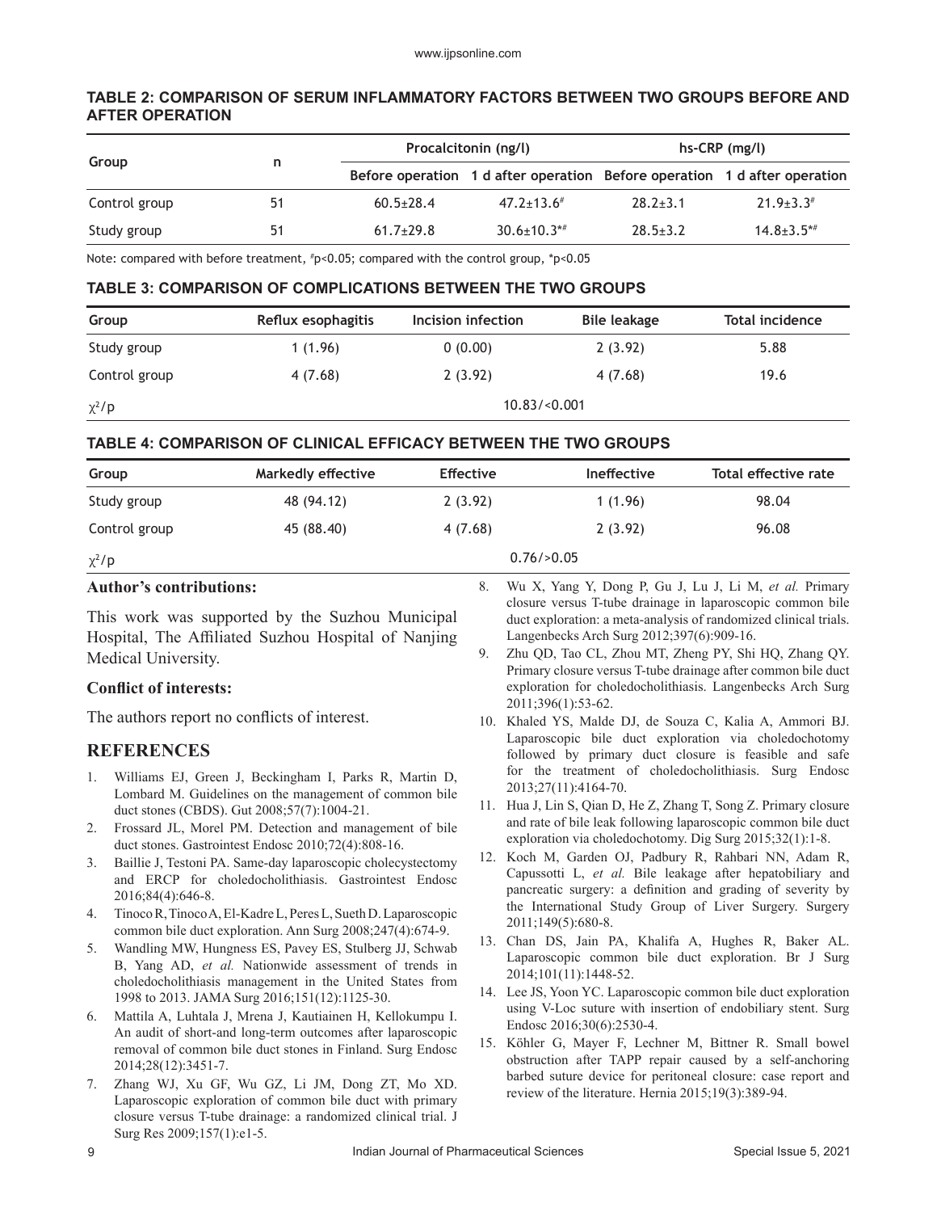**TABLE 2: COMPARISON OF SERUM INFLAMMATORY FACTORS BETWEEN TWO GROUPS BEFORE AND AFTER OPERATION**

| Group | n | Procalcitonin (ng/l) | | hs-CRP (mg/l) | |
|---|---|---|---|---|---|
| | | Before operation | 1 d after operation | Before operation | 1 d after operation |
| Control group | 51 | 60.5±28.4 | 47.2±13.6# | 28.2±3.1 | 21.9±3.3# |
| Study group | 51 | 61.7±29.8 | 30.6±10.3*# | 28.5±3.2 | 14.8±3.5*# |

Note: compared with before treatment, #p<0.05; compared with the control group, *p<0.05

**TABLE 3: COMPARISON OF COMPLICATIONS BETWEEN THE TWO GROUPS**

| Group | Reflux esophagitis | Incision infection | Bile leakage | Total incidence |
|---|---|---|---|---|
| Study group | 1 (1.96) | 0 (0.00) | 2 (3.92) | 5.88 |
| Control group | 4 (7.68) | 2 (3.92) | 4 (7.68) | 19.6 |
| $\chi^2$/p | | 10.83/<0.001 | | |

**TABLE 4: COMPARISON OF CLINICAL EFFICACY BETWEEN THE TWO GROUPS**

| Group | Markedly effective | Effective | Ineffective | Total effective rate |
|---|---|---|---|---|
| Study group | 48 (94.12) | 2 (3.92) | 1 (1.96) | 98.04 |
| Control group | 45 (88.40) | 4 (7.68) | 2 (3.92) | 96.08 |
| $\chi^2$/p | | 0.76/>0.05 | | |

**Author's contributions:**

This work was supported by the Suzhou Municipal Hospital, The Affiliated Suzhou Hospital of Nanjing Medical University.

**Conflict of interests:**

The authors report no conflicts of interest.

## REFERENCES

1. Williams EJ, Green J, Beckingham I, Parks R, Martin D, Lombard M. Guidelines on the management of common bile duct stones (CBDS). Gut 2008;57(7):1004-21.
2. Frossard JL, Morel PM. Detection and management of bile duct stones. Gastrointest Endosc 2010;72(4):808-16.
3. Baillie J, Testoni PA. Same-day laparoscopic cholecystectomy and ERCP for choledocholithiasis. Gastrointest Endosc 2016;84(4):646-8.
4. Tinoco R, Tinoco A, El-Kadre L, Peres L, Sueth D. Laparoscopic common bile duct exploration. Ann Surg 2008;247(4):674-9.
5. Wandling MW, Hungness ES, Pavey ES, Stulberg JJ, Schwab B, Yang AD, *et al.* Nationwide assessment of trends in choledocholithiasis management in the United States from 1998 to 2013. JAMA Surg 2016;151(12):1125-30.
6. Mattila A, Luhtala J, Mrena J, Kautiainen H, Kellokumpu I. An audit of short-and long-term outcomes after laparoscopic removal of common bile duct stones in Finland. Surg Endosc 2014;28(12):3451-7.
7. Zhang WJ, Xu GF, Wu GZ, Li JM, Dong ZT, Mo XD. Laparoscopic exploration of common bile duct with primary closure versus T-tube drainage: a randomized clinical trial. J Surg Res 2009;157(1):e1-5.
8. Wu X, Yang Y, Dong P, Gu J, Lu J, Li M, *et al.* Primary closure versus T-tube drainage in laparoscopic common bile duct exploration: a meta-analysis of randomized clinical trials. Langenbecks Arch Surg 2012;397(6):909-16.
9. Zhu QD, Tao CL, Zhou MT, Zheng PY, Shi HQ, Zhang QY. Primary closure versus T-tube drainage after common bile duct exploration for choledocholithiasis. Langenbecks Arch Surg 2011;396(1):53-62.
10. Khaled YS, Malde DJ, de Souza C, Kalia A, Ammori BJ. Laparoscopic bile duct exploration via choledochotomy followed by primary duct closure is feasible and safe for the treatment of choledocholithiasis. Surg Endosc 2013;27(11):4164-70.
11. Hua J, Lin S, Qian D, He Z, Zhang T, Song Z. Primary closure and rate of bile leak following laparoscopic common bile duct exploration via choledochotomy. Dig Surg 2015;32(1):1-8.
12. Koch M, Garden OJ, Padbury R, Rahbari NN, Adam R, Capussotti L, *et al.* Bile leakage after hepatobiliary and pancreatic surgery: a definition and grading of severity by the International Study Group of Liver Surgery. Surgery 2011;149(5):680-8.
13. Chan DS, Jain PA, Khalifa A, Hughes R, Baker AL. Laparoscopic common bile duct exploration. Br J Surg 2014;101(11):1448-52.
14. Lee JS, Yoon YC. Laparoscopic common bile duct exploration using V-Loc suture with insertion of endobiliary stent. Surg Endosc 2016;30(6):2530-4.
15. Köhler G, Mayer F, Lechner M, Bittner R. Small bowel obstruction after TAPP repair caused by a self-anchoring barbed suture device for peritoneal closure: case report and review of the literature. Hernia 2015;19(3):389-94.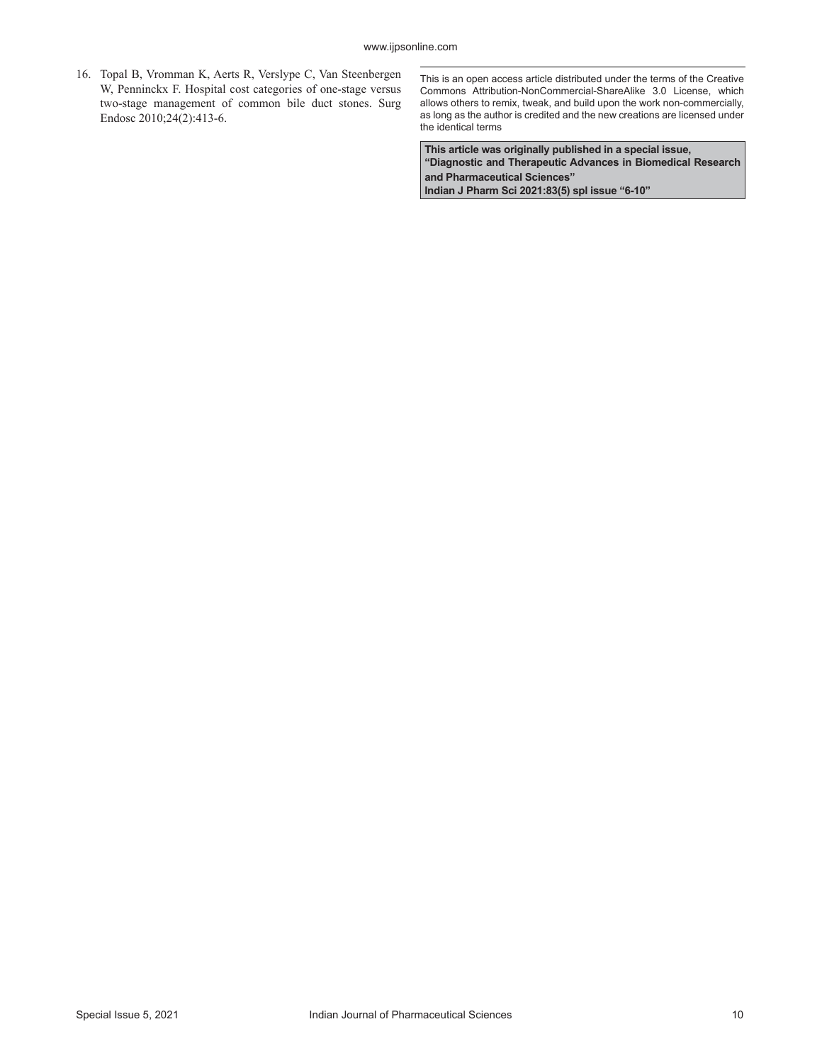16. Topal B, Vromman K, Aerts R, Verslype C, Van Steenbergen W, Penninckx F. Hospital cost categories of one-stage versus two-stage management of common bile duct stones. Surg Endosc 2010;24(2):413-6.

---

This is an open access article distributed under the terms of the Creative Commons Attribution-NonCommercial-ShareAlike 3.0 License, which allows others to remix, tweak, and build upon the work non-commercially, as long as the author is credited and the new creations are licensed under the identical terms

**This article was originally published in a special issue, "Diagnostic and Therapeutic Advances in Biomedical Research and Pharmaceutical Sciences"**
**Indian J Pharm Sci 2021:83(5) spl issue "6-10"**